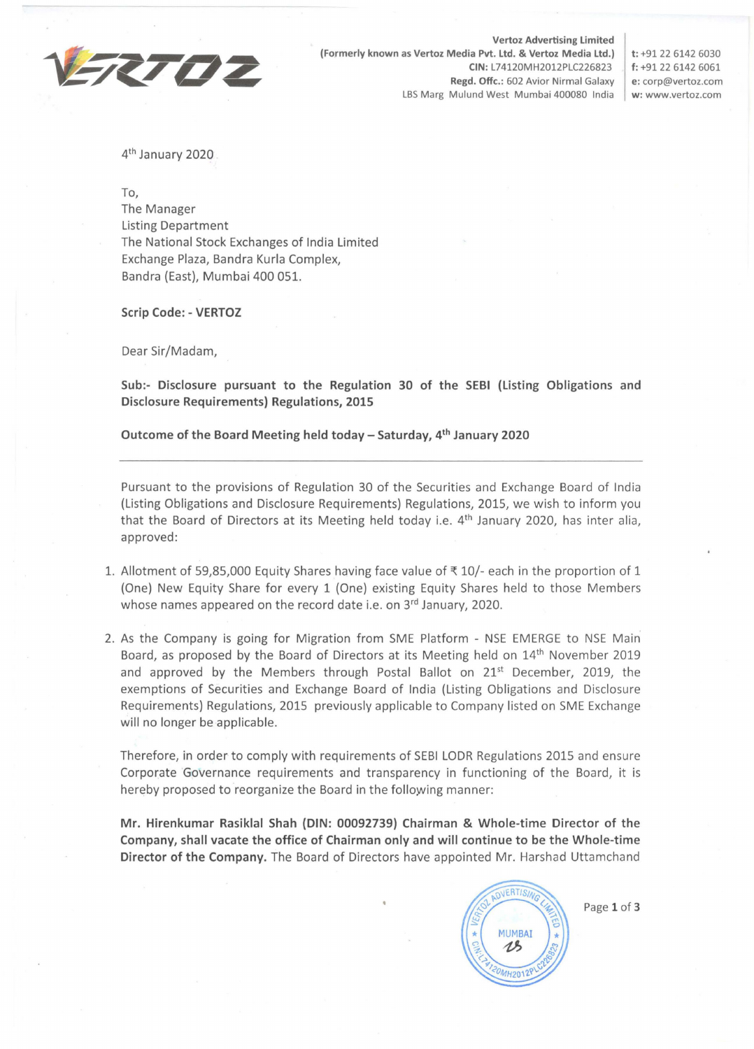Vertoz Advertising Limited
(Formerly known as Vertoz Media Pvt. Ltd. & Vertoz Media Ltd.)
CIN: L74120MH2012PLC226823
Regd. Offc.: 602 Avior Nirmal Galaxy
LBS Marg Mulund West Mumbai 400080 India

t: +91 22 6142 6030
f: +91 22 6142 6061
e: corp@vertoz.com
w: www.vertoz.com

4th January 2020

To,
The Manager
Listing Department
The National Stock Exchanges of India Limited
Exchange Plaza, Bandra Kurla Complex,
Bandra (East), Mumbai 400 051.

**Scrip Code: - VERTOZ**

Dear Sir/Madam,

**Sub:- Disclosure pursuant to the Regulation 30 of the SEBI (Listing Obligations and Disclosure Requirements) Regulations, 2015**

**Outcome of the Board Meeting held today – Saturday, 4th January 2020**

---

Pursuant to the provisions of Regulation 30 of the Securities and Exchange Board of India (Listing Obligations and Disclosure Requirements) Regulations, 2015, we wish to inform you that the Board of Directors at its Meeting held today i.e. 4th January 2020, has inter alia, approved:

1. Allotment of 59,85,000 Equity Shares having face value of ₹ 10/- each in the proportion of 1 (One) New Equity Share for every 1 (One) existing Equity Shares held to those Members whose names appeared on the record date i.e. on 3rd January, 2020.

2. As the Company is going for Migration from SME Platform - NSE EMERGE to NSE Main Board, as proposed by the Board of Directors at its Meeting held on 14th November 2019 and approved by the Members through Postal Ballot on 21st December, 2019, the exemptions of Securities and Exchange Board of India (Listing Obligations and Disclosure Requirements) Regulations, 2015 previously applicable to Company listed on SME Exchange will no longer be applicable.

   Therefore, in order to comply with requirements of SEBI LODR Regulations 2015 and ensure Corporate Governance requirements and transparency in functioning of the Board, it is hereby proposed to reorganize the Board in the following manner:

   **Mr. Hirenkumar Rasiklal Shah (DIN: 00092739) Chairman & Whole-time Director of the Company, shall vacate the office of Chairman only and will continue to be the Whole-time Director of the Company.** The Board of Directors have appointed Mr. Harshad Uttamchand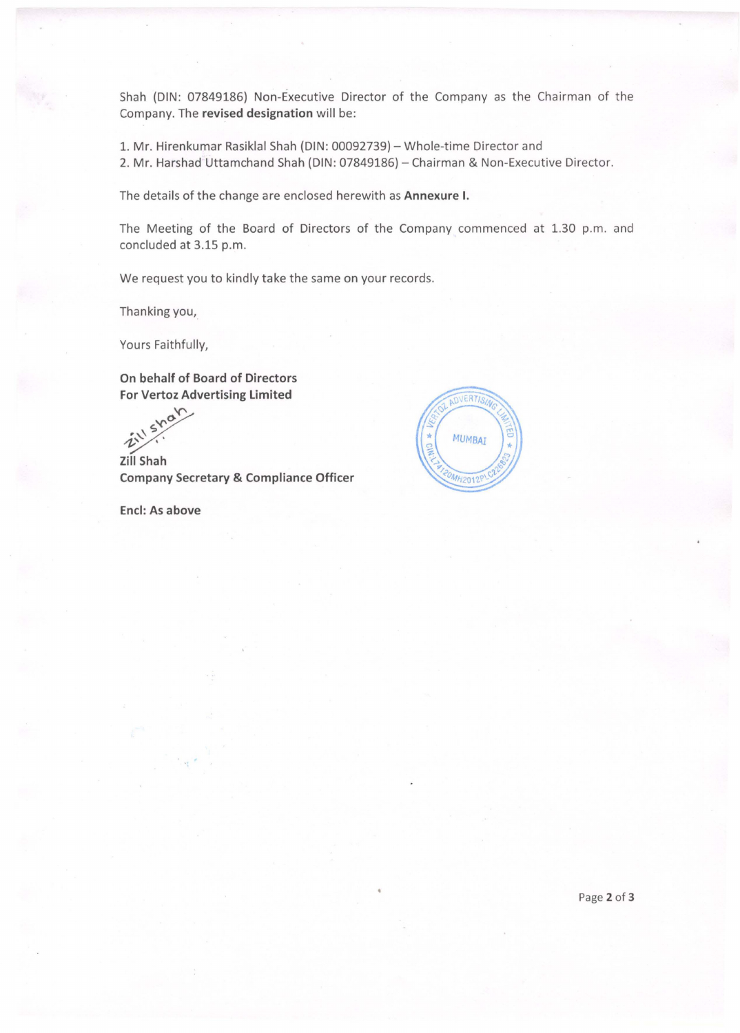Shah (DIN: 07849186) Non-Executive Director of the Company as the Chairman of the Company. The **revised designation** will be:

1. Mr. Hirenkumar Rasiklal Shah (DIN: 00092739) – Whole-time Director and
2. Mr. Harshad Uttamchand Shah (DIN: 07849186) – Chairman & Non-Executive Director.

The details of the change are enclosed herewith as **Annexure I.**

The Meeting of the Board of Directors of the Company commenced at 1.30 p.m. and concluded at 3.15 p.m.

We request you to kindly take the same on your records.

Thanking you,

Yours Faithfully,

**On behalf of Board of Directors**
**For Vertoz Advertising Limited**

**Zill Shah**
**Company Secretary & Compliance Officer**

**Encl: As above**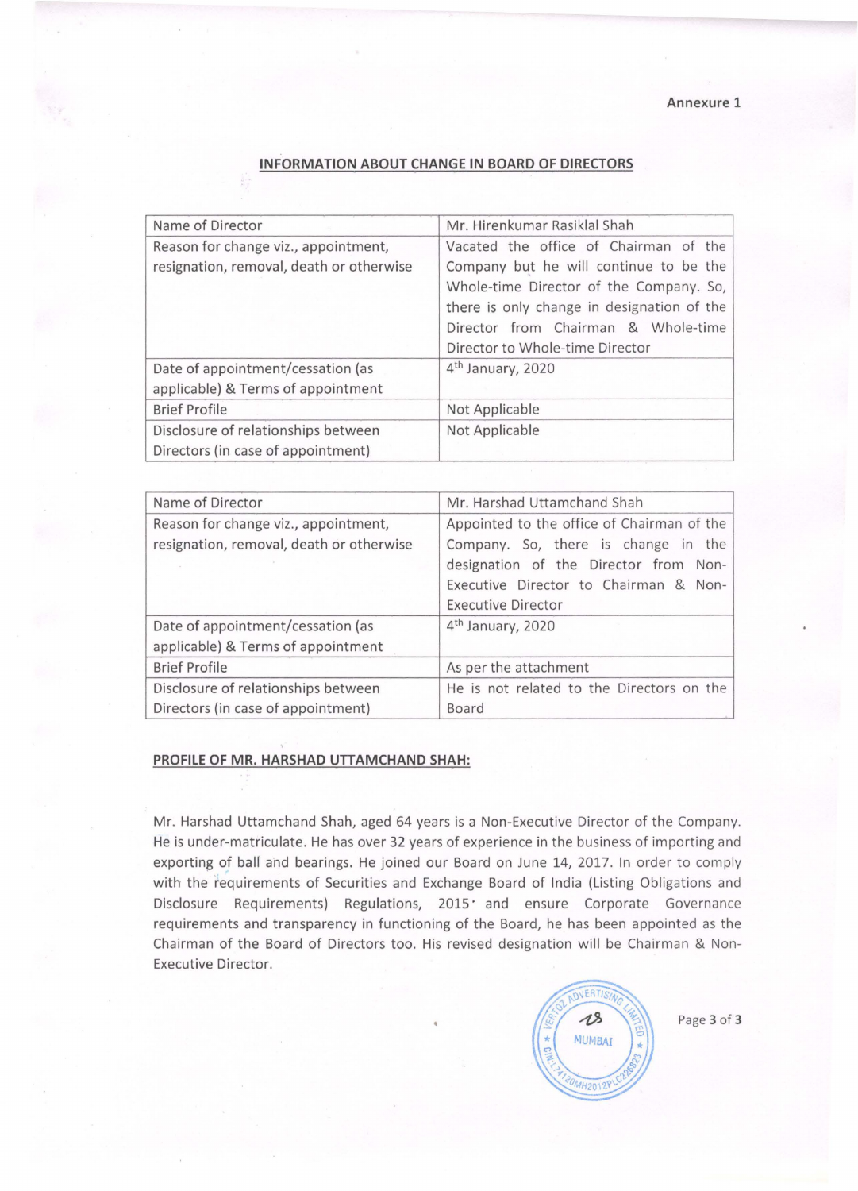Annexure 1

## INFORMATION ABOUT CHANGE IN BOARD OF DIRECTORS

| | |
|---|---|
| Name of Director | Mr. Hirenkumar Rasiklal Shah |
| Reason for change viz., appointment, resignation, removal, death or otherwise | Vacated the office of Chairman of the Company but he will continue to be the Whole-time Director of the Company. So, there is only change in designation of the Director from Chairman & Whole-time Director to Whole-time Director |
| Date of appointment/cessation (as applicable) & Terms of appointment | 4th January, 2020 |
| Brief Profile | Not Applicable |
| Disclosure of relationships between Directors (in case of appointment) | Not Applicable |

| | |
|---|---|
| Name of Director | Mr. Harshad Uttamchand Shah |
| Reason for change viz., appointment, resignation, removal, death or otherwise | Appointed to the office of Chairman of the Company. So, there is change in the designation of the Director from Non-Executive Director to Chairman & Non-Executive Director |
| Date of appointment/cessation (as applicable) & Terms of appointment | 4th January, 2020 |
| Brief Profile | As per the attachment |
| Disclosure of relationships between Directors (in case of appointment) | He is not related to the Directors on the Board |

**PROFILE OF MR. HARSHAD UTTAMCHAND SHAH:**

Mr. Harshad Uttamchand Shah, aged 64 years is a Non-Executive Director of the Company. He is under-matriculate. He has over 32 years of experience in the business of importing and exporting of ball and bearings. He joined our Board on June 14, 2017. In order to comply with the requirements of Securities and Exchange Board of India (Listing Obligations and Disclosure Requirements) Regulations, 2015 and ensure Corporate Governance requirements and transparency in functioning of the Board, he has been appointed as the Chairman of the Board of Directors too. His revised designation will be Chairman & Non-Executive Director.